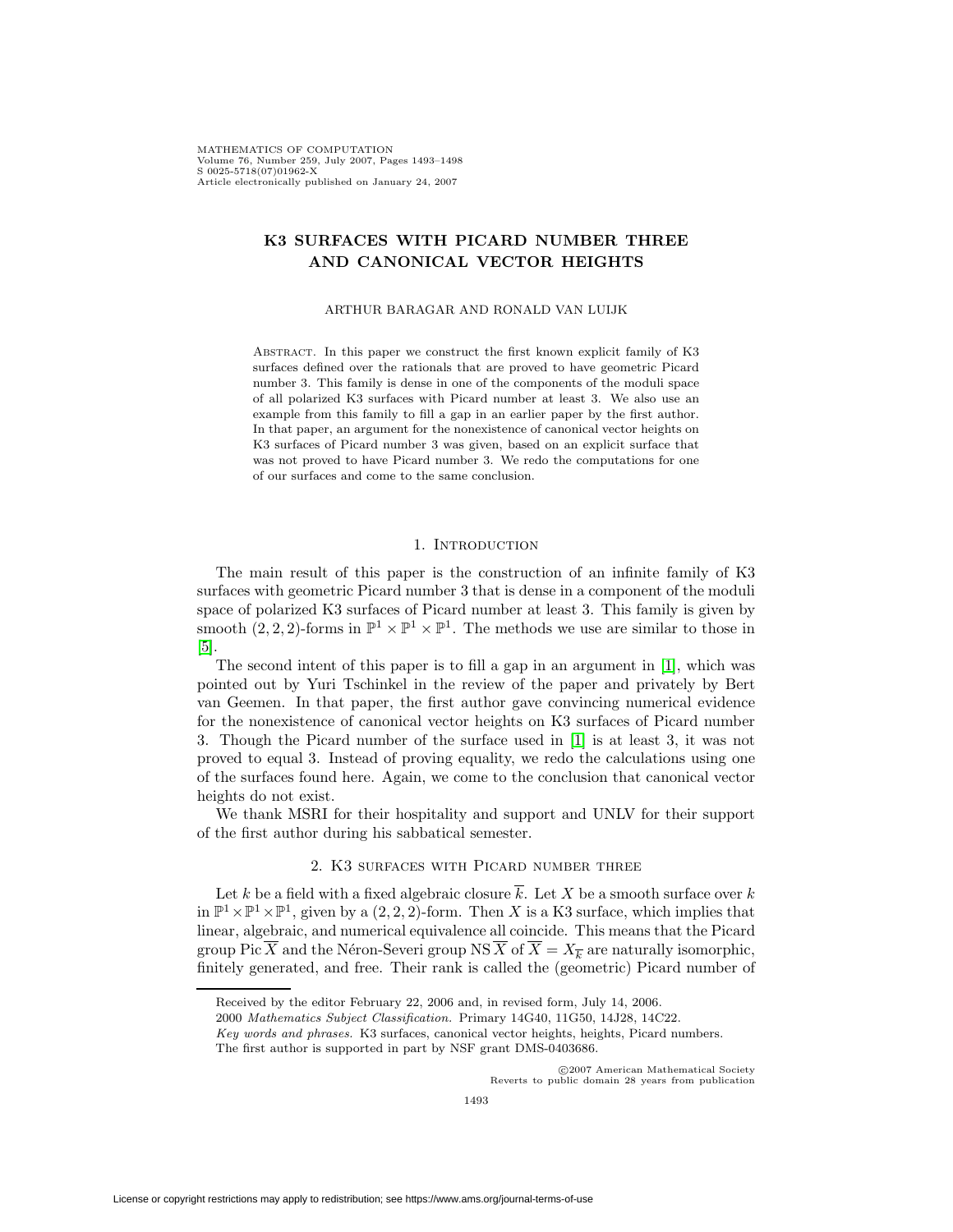# K3 SURFACES WITH PICARD NUMBER THREE AND CANONICAL VECTOR HEIGHTS

ARTHUR BARAGAR AND RONALD VAN LUIJK

ABSTRACT. In this paper we construct the first known explicit family of K3 surfaces defined over the rationals that are proved to have geometric Picard number 3. This family is dense in one of the components of the moduli space of all polarized K3 surfaces with Picard number at least 3. We also use an example from this family to fill a gap in an earlier paper by the first author. In that paper, an argument for the nonexistence of canonical vector heights on K3 surfaces of Picard number 3 was given, based on an explicit surface that was not proved to have Picard number 3. We redo the computations for one of our surfaces and come to the same conclusion.

## 1. Introduction

The main result of this paper is the construction of an infinite family of K3 surfaces with geometric Picard number 3 that is dense in a component of the moduli space of polarized K3 surfaces of Picard number at least 3. This family is given by smooth $(2, 2, 2)$-forms in $\mathbb{P}^1 \times \mathbb{P}^1 \times \mathbb{P}^1$. The methods we use are similar to those in [5].

The second intent of this paper is to fill a gap in an argument in [1], which was pointed out by Yuri Tschinkel in the review of the paper and privately by Bert van Geemen. In that paper, the first author gave convincing numerical evidence for the nonexistence of canonical vector heights on K3 surfaces of Picard number 3. Though the Picard number of the surface used in [1] is at least 3, it was not proved to equal 3. Instead of proving equality, we redo the calculations using one of the surfaces found here. Again, we come to the conclusion that canonical vector heights do not exist.

We thank MSRI for their hospitality and support and UNLV for their support of the first author during his sabbatical semester.

## 2. K3 surfaces with Picard number three

Let $k$ be a field with a fixed algebraic closure $\overline{k}$. Let $X$ be a smooth surface over $k$ in $\mathbb{P}^1 \times \mathbb{P}^1 \times \mathbb{P}^1$, given by a $(2, 2, 2)$-form. Then $X$ is a K3 surface, which implies that linear, algebraic, and numerical equivalence all coincide. This means that the Picard group $\operatorname{Pic} \overline{X}$ and the Néron-Severi group $\operatorname{NS} \overline{X}$ of $\overline{X} = X_{\overline{k}}$ are naturally isomorphic, finitely generated, and free. Their rank is called the (geometric) Picard number of

---

Received by the editor February 22, 2006 and, in revised form, July 14, 2006.

2000 *Mathematics Subject Classification.* Primary 14G40, 11G50, 14J28, 14C22.

*Key words and phrases.* K3 surfaces, canonical vector heights, heights, Picard numbers.

The first author is supported in part by NSF grant DMS-0403686.

©2007 American Mathematical Society
Reverts to public domain 28 years from publication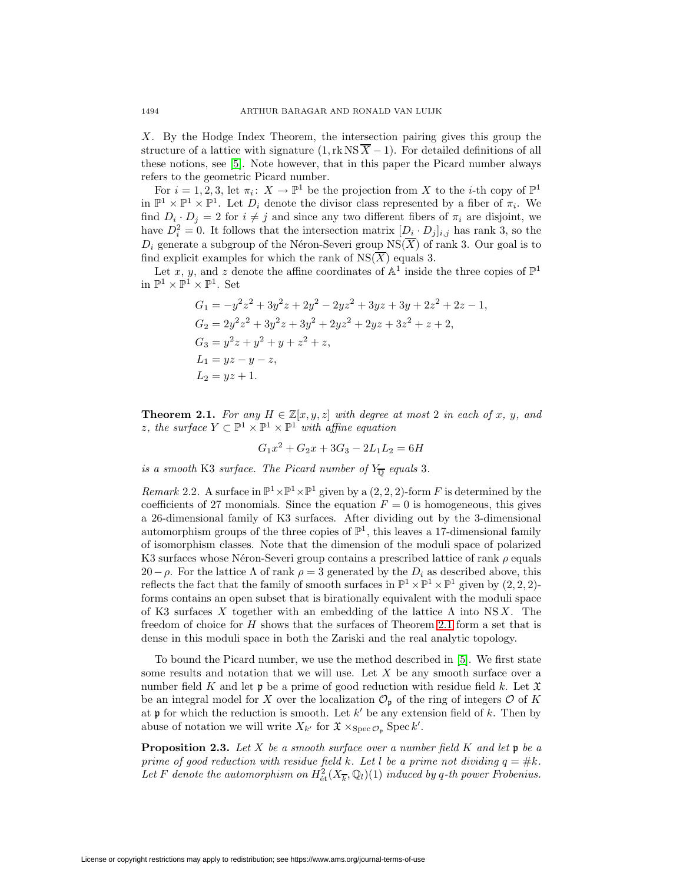$X$. By the Hodge Index Theorem, the intersection pairing gives this group the structure of a lattice with signature $(1, \operatorname{rk} \operatorname{NS} \overline{X} - 1)$. For detailed definitions of all these notions, see [5]. Note however, that in this paper the Picard number always refers to the geometric Picard number.

For $i = 1, 2, 3$, let $\pi_i \colon X \to \mathbb{P}^1$ be the projection from $X$ to the $i$-th copy of $\mathbb{P}^1$ in $\mathbb{P}^1 \times \mathbb{P}^1 \times \mathbb{P}^1$. Let $D_i$ denote the divisor class represented by a fiber of $\pi_i$. We find $D_i \cdot D_j = 2$ for $i \neq j$ and since any two different fibers of $\pi_i$ are disjoint, we have $D_i^2 = 0$. It follows that the intersection matrix $[D_i \cdot D_j]_{i,j}$ has rank 3, so the $D_i$ generate a subgroup of the Néron-Severi group $\operatorname{NS}(\overline{X})$ of rank 3. Our goal is to find explicit examples for which the rank of $\operatorname{NS}(\overline{X})$ equals 3.

Let $x$, $y$, and $z$ denote the affine coordinates of $\mathbb{A}^1$ inside the three copies of $\mathbb{P}^1$ in $\mathbb{P}^1 \times \mathbb{P}^1 \times \mathbb{P}^1$. Set

$$
\begin{aligned}
G_1 &= -y^2z^2 + 3y^2z + 2y^2 - 2yz^2 + 3yz + 3y + 2z^2 + 2z - 1, \\
G_2 &= 2y^2z^2 + 3y^2z + 3y^2 + 2yz^2 + 2yz + 3z^2 + z + 2, \\
G_3 &= y^2z + y^2 + y + z^2 + z, \\
L_1 &= yz - y - z, \\
L_2 &= yz + 1.
\end{aligned}
$$

**Theorem 2.1.** *For any $H \in \mathbb{Z}[x, y, z]$ with degree at most 2 in each of $x$, $y$, and $z$, the surface $Y \subset \mathbb{P}^1 \times \mathbb{P}^1 \times \mathbb{P}^1$ with affine equation*

$$G_1x^2 + G_2x + 3G_3 - 2L_1L_2 = 6H$$

*is a smooth* K3 *surface. The Picard number of $Y_{\overline{\mathbb{Q}}}$ equals 3.*

*Remark* 2.2. A surface in $\mathbb{P}^1 \times \mathbb{P}^1 \times \mathbb{P}^1$ given by a $(2, 2, 2)$-form $F$ is determined by the coefficients of 27 monomials. Since the equation $F = 0$ is homogeneous, this gives a 26-dimensional family of K3 surfaces. After dividing out by the 3-dimensional automorphism groups of the three copies of $\mathbb{P}^1$, this leaves a 17-dimensional family of isomorphism classes. Note that the dimension of the moduli space of polarized K3 surfaces whose Néron-Severi group contains a prescribed lattice of rank $\rho$ equals $20 - \rho$. For the lattice $\Lambda$ of rank $\rho = 3$ generated by the $D_i$ as described above, this reflects the fact that the family of smooth surfaces in $\mathbb{P}^1 \times \mathbb{P}^1 \times \mathbb{P}^1$ given by $(2, 2, 2)$-forms contains an open subset that is birationally equivalent with the moduli space of K3 surfaces $X$ together with an embedding of the lattice $\Lambda$ into $\operatorname{NS} X$. The freedom of choice for $H$ shows that the surfaces of Theorem 2.1 form a set that is dense in this moduli space in both the Zariski and the real analytic topology.

To bound the Picard number, we use the method described in [5]. We first state some results and notation that we will use. Let $X$ be any smooth surface over a number field $K$ and let $\mathfrak{p}$ be a prime of good reduction with residue field $k$. Let $\mathfrak{X}$ be an integral model for $X$ over the localization $\mathcal{O}_\mathfrak{p}$ of the ring of integers $\mathcal{O}$ of $K$ at $\mathfrak{p}$ for which the reduction is smooth. Let $k'$ be any extension field of $k$. Then by abuse of notation we will write $X_{k'}$ for $\mathfrak{X} \times_{\operatorname{Spec} \mathcal{O}_\mathfrak{p}} \operatorname{Spec} k'$.

**Proposition 2.3.** *Let $X$ be a smooth surface over a number field $K$ and let $\mathfrak{p}$ be a prime of good reduction with residue field $k$. Let $l$ be a prime not dividing $q = \# k$. Let $F$ denote the automorphism on $H^2_{\text{ét}}(X_{\overline{k}}, \mathbb{Q}_l)(1)$ induced by $q$-th power Frobenius.*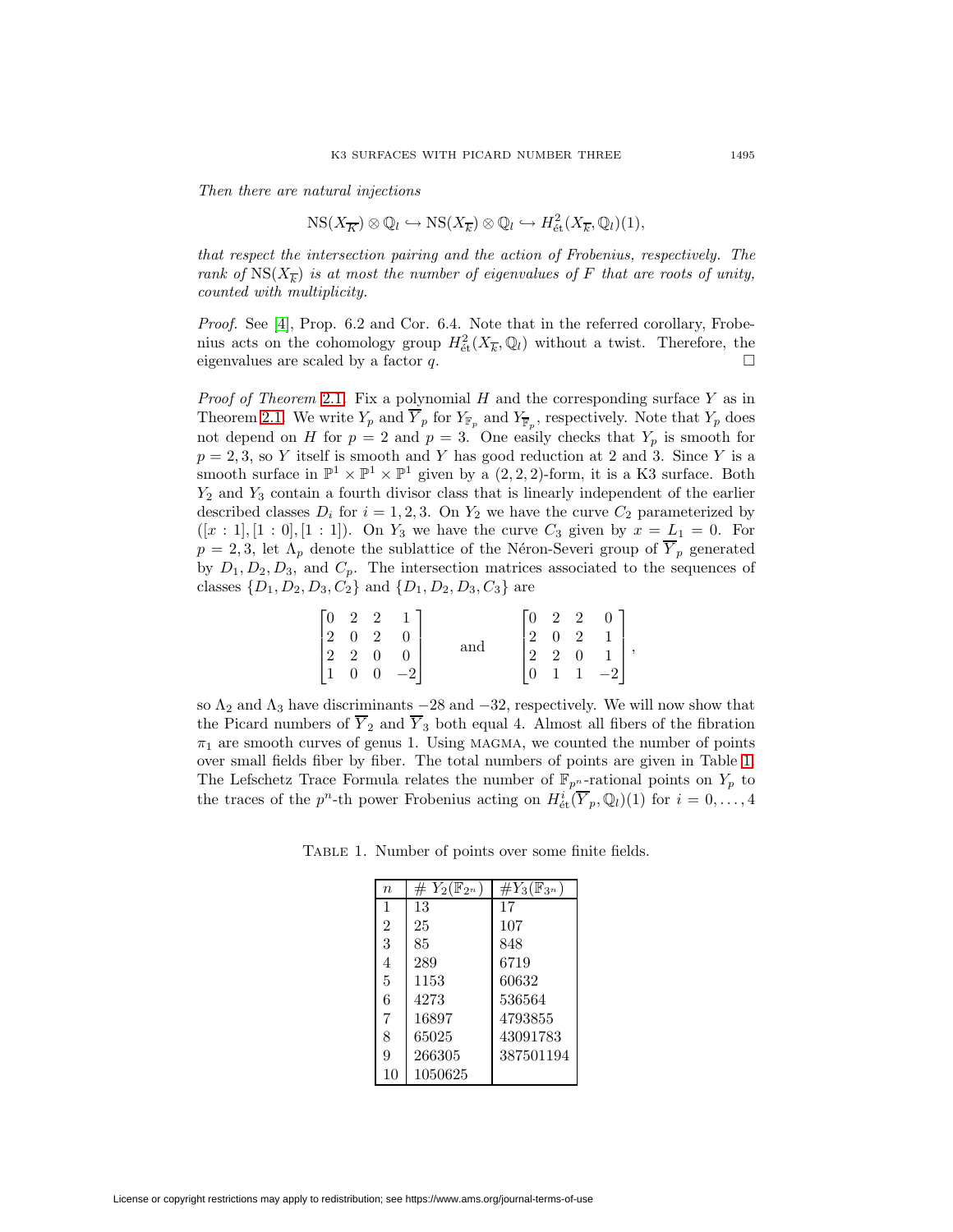*Then there are natural injections*

$$\mathrm{NS}(X_{\overline{K}}) \otimes \mathbb{Q}_l \hookrightarrow \mathrm{NS}(X_{\overline{k}}) \otimes \mathbb{Q}_l \hookrightarrow H^2_{\text{ét}}(X_{\overline{k}}, \mathbb{Q}_l)(1),$$

*that respect the intersection pairing and the action of Frobenius, respectively. The rank of* $\mathrm{NS}(X_{\overline{k}})$ *is at most the number of eigenvalues of* $F$ *that are roots of unity, counted with multiplicity.*

*Proof.* See [4], Prop. 6.2 and Cor. 6.4. Note that in the referred corollary, Frobenius acts on the cohomology group $H^2_{\text{ét}}(X_{\overline{k}}, \mathbb{Q}_l)$ without a twist. Therefore, the eigenvalues are scaled by a factor $q$. $\square$

*Proof of Theorem* 2.1. Fix a polynomial $H$ and the corresponding surface $Y$ as in Theorem 2.1. We write $Y_p$ and $\overline{Y}_p$ for $Y_{\mathbb{F}_p}$ and $Y_{\overline{\mathbb{F}}_p}$, respectively. Note that $Y_p$ does not depend on $H$ for $p = 2$ and $p = 3$. One easily checks that $Y_p$ is smooth for $p = 2, 3$, so $Y$ itself is smooth and $Y$ has good reduction at 2 and 3. Since $Y$ is a smooth surface in $\mathbb{P}^1 \times \mathbb{P}^1 \times \mathbb{P}^1$ given by a $(2, 2, 2)$-form, it is a K3 surface. Both $Y_2$ and $Y_3$ contain a fourth divisor class that is linearly independent of the earlier described classes $D_i$ for $i = 1, 2, 3$. On $Y_2$ we have the curve $C_2$ parameterized by $([x : 1], [1 : 0], [1 : 1])$. On $Y_3$ we have the curve $C_3$ given by $x = L_1 = 0$. For $p = 2, 3$, let $\Lambda_p$ denote the sublattice of the Néron-Severi group of $\overline{Y}_p$ generated by $D_1, D_2, D_3$, and $C_p$. The intersection matrices associated to the sequences of classes $\{D_1, D_2, D_3, C_2\}$ and $\{D_1, D_2, D_3, C_3\}$ are

$$\begin{bmatrix} 0 & 2 & 2 & 1 \\ 2 & 0 & 2 & 0 \\ 2 & 2 & 0 & 0 \\ 1 & 0 & 0 & -2 \end{bmatrix} \quad \text{and} \quad \begin{bmatrix} 0 & 2 & 2 & 0 \\ 2 & 0 & 2 & 1 \\ 2 & 2 & 0 & 1 \\ 0 & 1 & 1 & -2 \end{bmatrix},$$

so $\Lambda_2$ and $\Lambda_3$ have discriminants $-28$ and $-32$, respectively. We will now show that the Picard numbers of $\overline{Y}_2$ and $\overline{Y}_3$ both equal 4. Almost all fibers of the fibration $\pi_1$ are smooth curves of genus 1. Using MAGMA, we counted the number of points over small fields fiber by fiber. The total numbers of points are given in Table 1. The Lefschetz Trace Formula relates the number of $\mathbb{F}_{p^n}$-rational points on $Y_p$ to the traces of the $p^n$-th power Frobenius acting on $H^i_{\text{ét}}(\overline{Y}_p, \mathbb{Q}_l)(1)$ for $i = 0, \ldots, 4$

Table 1. Number of points over some finite fields.

| $n$ | $\# Y_2(\mathbb{F}_{2^n})$ | $\# Y_3(\mathbb{F}_{3^n})$ |
|---|---|---|
| 1 | 13 | 17 |
| 2 | 25 | 107 |
| 3 | 85 | 848 |
| 4 | 289 | 6719 |
| 5 | 1153 | 60632 |
| 6 | 4273 | 536564 |
| 7 | 16897 | 4793855 |
| 8 | 65025 | 43091783 |
| 9 | 266305 | 387501194 |
| 10 | 1050625 | |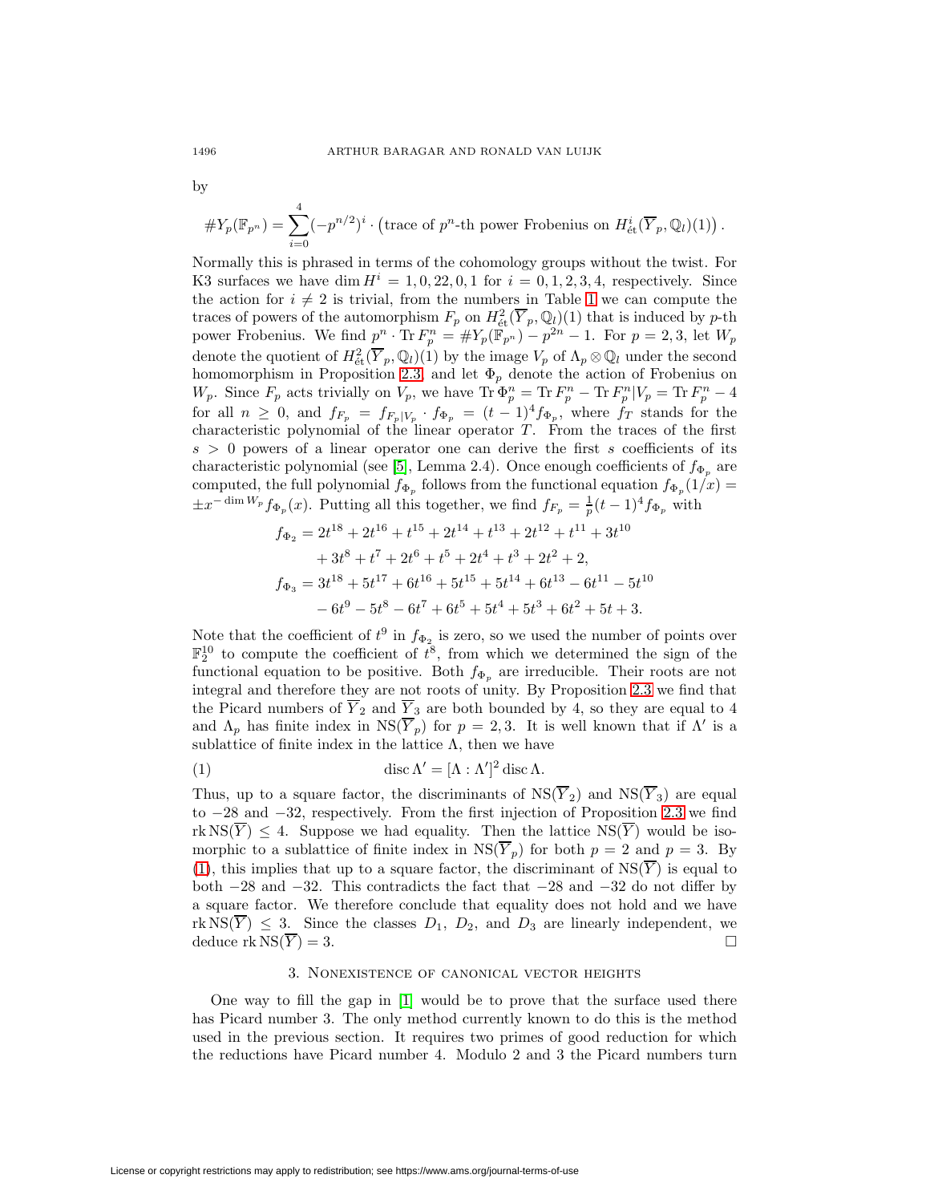by

$$\#Y_p(\mathbb{F}_{p^n}) = \sum_{i=0}^{4} (-p^{n/2})^i \cdot \left(\text{trace of } p^n\text{-th power Frobenius on } H^i_{\text{ét}}(\overline{Y}_p, \mathbb{Q}_l)(1)\right).$$

Normally this is phrased in terms of the cohomology groups without the twist. For K3 surfaces we have $\dim H^i = 1, 0, 22, 0, 1$ for $i = 0, 1, 2, 3, 4$, respectively. Since the action for $i \neq 2$ is trivial, from the numbers in Table 1 we can compute the traces of powers of the automorphism $F_p$ on $H^2_{\text{ét}}(\overline{Y}_p, \mathbb{Q}_l)(1)$ that is induced by $p$-th power Frobenius. We find $p^n \cdot \operatorname{Tr} F_p^n = \#Y_p(\mathbb{F}_{p^n}) - p^{2n} - 1$. For $p = 2, 3$, let $W_p$ denote the quotient of $H^2_{\text{ét}}(\overline{Y}_p, \mathbb{Q}_l)(1)$ by the image $V_p$ of $\Lambda_p \otimes \mathbb{Q}_l$ under the second homomorphism in Proposition 2.3, and let $\Phi_p$ denote the action of Frobenius on $W_p$. Since $F_p$ acts trivially on $V_p$, we have $\operatorname{Tr} \Phi_p^n = \operatorname{Tr} F_p^n - \operatorname{Tr} F_p^n|V_p = \operatorname{Tr} F_p^n - 4$ for all $n \geq 0$, and $f_{F_p} = f_{F_p|V_p} \cdot f_{\Phi_p} = (t-1)^4 f_{\Phi_p}$, where $f_T$ stands for the characteristic polynomial of the linear operator $T$. From the traces of the first $s > 0$ powers of a linear operator one can derive the first $s$ coefficients of its characteristic polynomial (see [5], Lemma 2.4). Once enough coefficients of $f_{\Phi_p}$ are computed, the full polynomial $f_{\Phi_p}$ follows from the functional equation $f_{\Phi_p}(1/x) = \pm x^{-\dim W_p} f_{\Phi_p}(x)$. Putting all this together, we find $f_{F_p} = \frac{1}{p}(t-1)^4 f_{\Phi_p}$ with

$$\begin{aligned}
f_{\Phi_2} &= 2t^{18} + 2t^{16} + t^{15} + 2t^{14} + t^{13} + 2t^{12} + t^{11} + 3t^{10} \\
&\quad + 3t^8 + t^7 + 2t^6 + t^5 + 2t^4 + t^3 + 2t^2 + 2, \\
f_{\Phi_3} &= 3t^{18} + 5t^{17} + 6t^{16} + 5t^{15} + 5t^{14} + 6t^{13} - 6t^{11} - 5t^{10} \\
&\quad - 6t^9 - 5t^8 - 6t^7 + 6t^5 + 5t^4 + 5t^3 + 6t^2 + 5t + 3.
\end{aligned}$$

Note that the coefficient of $t^9$ in $f_{\Phi_2}$ is zero, so we used the number of points over $\mathbb{F}_2^{10}$ to compute the coefficient of $t^8$, from which we determined the sign of the functional equation to be positive. Both $f_{\Phi_p}$ are irreducible. Their roots are not integral and therefore they are not roots of unity. By Proposition 2.3 we find that the Picard numbers of $\overline{Y}_2$ and $\overline{Y}_3$ are both bounded by 4, so they are equal to 4 and $\Lambda_p$ has finite index in $\operatorname{NS}(\overline{Y}_p)$ for $p = 2, 3$. It is well known that if $\Lambda'$ is a sublattice of finite index in the lattice $\Lambda$, then we have

$$\operatorname{disc} \Lambda' = [\Lambda : \Lambda']^2 \operatorname{disc} \Lambda. \tag{1}$$

Thus, up to a square factor, the discriminants of $\operatorname{NS}(\overline{Y}_2)$ and $\operatorname{NS}(\overline{Y}_3)$ are equal to $-28$ and $-32$, respectively. From the first injection of Proposition 2.3 we find $\operatorname{rk} \operatorname{NS}(\overline{Y}) \leq 4$. Suppose we had equality. Then the lattice $\operatorname{NS}(\overline{Y})$ would be isomorphic to a sublattice of finite index in $\operatorname{NS}(\overline{Y}_p)$ for both $p = 2$ and $p = 3$. By (1), this implies that up to a square factor, the discriminant of $\operatorname{NS}(\overline{Y})$ is equal to both $-28$ and $-32$. This contradicts the fact that $-28$ and $-32$ do not differ by a square factor. We therefore conclude that equality does not hold and we have $\operatorname{rk} \operatorname{NS}(\overline{Y}) \leq 3$. Since the classes $D_1$, $D_2$, and $D_3$ are linearly independent, we deduce $\operatorname{rk} \operatorname{NS}(\overline{Y}) = 3$. $\square$

## 3. Nonexistence of canonical vector heights

One way to fill the gap in [1] would be to prove that the surface used there has Picard number 3. The only method currently known to do this is the method used in the previous section. It requires two primes of good reduction for which the reductions have Picard number 4. Modulo 2 and 3 the Picard numbers turn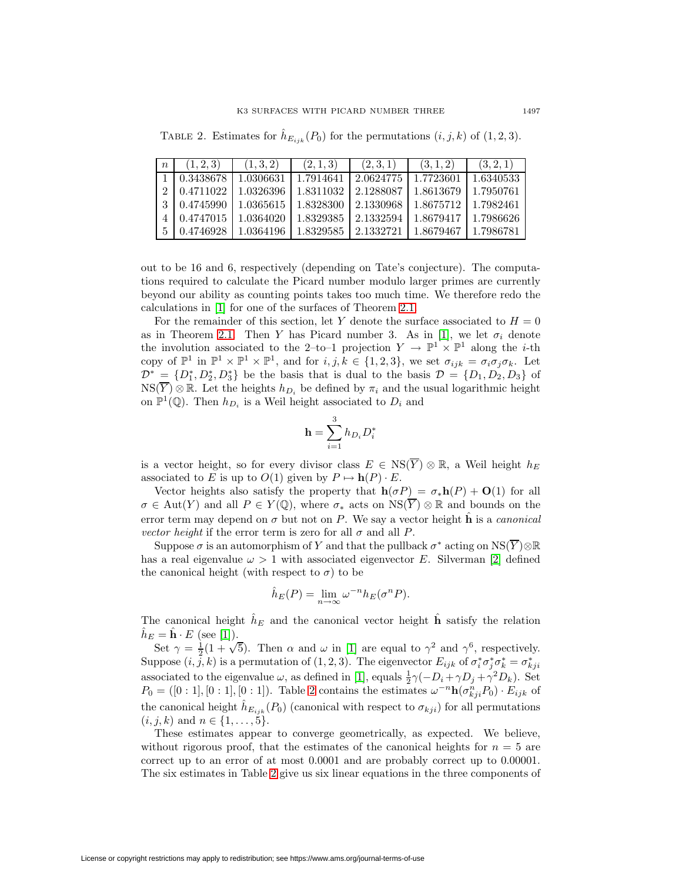Table 2. Estimates for $\hat{h}_{E_{ijk}}(P_0)$ for the permutations $(i,j,k)$ of $(1,2,3)$.

| $n$ | $(1,2,3)$ | $(1,3,2)$ | $(2,1,3)$ | $(2,3,1)$ | $(3,1,2)$ | $(3,2,1)$ |
|---|---|---|---|---|---|---|
| 1 | 0.3438678 | 1.0306631 | 1.7914641 | 2.0624775 | 1.7723601 | 1.6340533 |
| 2 | 0.4711022 | 1.0326396 | 1.8311032 | 2.1288087 | 1.8613679 | 1.7950761 |
| 3 | 0.4745990 | 1.0365615 | 1.8328300 | 2.1330968 | 1.8675712 | 1.7982461 |
| 4 | 0.4747015 | 1.0364020 | 1.8329385 | 2.1332594 | 1.8679417 | 1.7986626 |
| 5 | 0.4746928 | 1.0364196 | 1.8329585 | 2.1332721 | 1.8679467 | 1.7986781 |

out to be 16 and 6, respectively (depending on Tate's conjecture). The computations required to calculate the Picard number modulo larger primes are currently beyond our ability as counting points takes too much time. We therefore redo the calculations in [1] for one of the surfaces of Theorem 2.1.

For the remainder of this section, let $Y$ denote the surface associated to $H = 0$ as in Theorem 2.1. Then $Y$ has Picard number 3. As in [1], we let $\sigma_i$ denote the involution associated to the 2–to–1 projection $Y \to \mathbb{P}^1 \times \mathbb{P}^1$ along the $i$-th copy of $\mathbb{P}^1$ in $\mathbb{P}^1 \times \mathbb{P}^1 \times \mathbb{P}^1$, and for $i,j,k \in \{1,2,3\}$, we set $\sigma_{ijk} = \sigma_i\sigma_j\sigma_k$. Let $\mathcal{D}^* = \{D_1^*, D_2^*, D_3^*\}$ be the basis that is dual to the basis $\mathcal{D} = \{D_1, D_2, D_3\}$ of $\mathrm{NS}(\overline{Y}) \otimes \mathbb{R}$. Let the heights $h_{D_i}$ be defined by $\pi_i$ and the usual logarithmic height on $\mathbb{P}^1(\mathbb{Q})$. Then $h_{D_i}$ is a Weil height associated to $D_i$ and

$$\mathbf{h} = \sum_{i=1}^{3} h_{D_i} D_i^*$$

is a vector height, so for every divisor class $E \in \mathrm{NS}(\overline{Y}) \otimes \mathbb{R}$, a Weil height $h_E$ associated to $E$ is up to $O(1)$ given by $P \mapsto \mathbf{h}(P) \cdot E$.

Vector heights also satisfy the property that $\mathbf{h}(\sigma P) = \sigma_* \mathbf{h}(P) + \mathbf{O}(1)$ for all $\sigma \in \mathrm{Aut}(Y)$ and all $P \in Y(\mathbb{Q})$, where $\sigma_*$ acts on $\mathrm{NS}(\overline{Y}) \otimes \mathbb{R}$ and bounds on the error term may depend on $\sigma$ but not on $P$. We say a vector height $\hat{\mathbf{h}}$ is a *canonical vector height* if the error term is zero for all $\sigma$ and all $P$.

Suppose $\sigma$ is an automorphism of $Y$ and that the pullback $\sigma^*$ acting on $\mathrm{NS}(\overline{Y}) \otimes \mathbb{R}$ has a real eigenvalue $\omega > 1$ with associated eigenvector $E$. Silverman [2] defined the canonical height (with respect to $\sigma$) to be

$$\hat{h}_E(P) = \lim_{n \to \infty} \omega^{-n} h_E(\sigma^n P).$$

The canonical height $\hat{h}_E$ and the canonical vector height $\hat{\mathbf{h}}$ satisfy the relation $\hat{h}_E = \hat{\mathbf{h}} \cdot E$ (see [1]).

Set $\gamma = \frac{1}{2}(1+\sqrt{5})$. Then $\alpha$ and $\omega$ in [1] are equal to $\gamma^2$ and $\gamma^6$, respectively. Suppose $(i,j,k)$ is a permutation of $(1,2,3)$. The eigenvector $E_{ijk}$ of $\sigma_i^*\sigma_j^*\sigma_k^* = \sigma_{kji}^*$ associated to the eigenvalue $\omega$, as defined in [1], equals $\frac{1}{2}\gamma(-D_i + \gamma D_j + \gamma^2 D_k)$. Set $P_0 = ([0:1],[0:1],[0:1])$. Table 2 contains the estimates $\omega^{-n}\mathbf{h}(\sigma_{kji}^n P_0) \cdot E_{ijk}$ of the canonical height $\hat{h}_{E_{ijk}}(P_0)$ (canonical with respect to $\sigma_{kji}$) for all permutations $(i,j,k)$ and $n \in \{1,\dots,5\}$.

These estimates appear to converge geometrically, as expected. We believe, without rigorous proof, that the estimates of the canonical heights for $n = 5$ are correct up to an error of at most 0.0001 and are probably correct up to 0.00001. The six estimates in Table 2 give us six linear equations in the three components of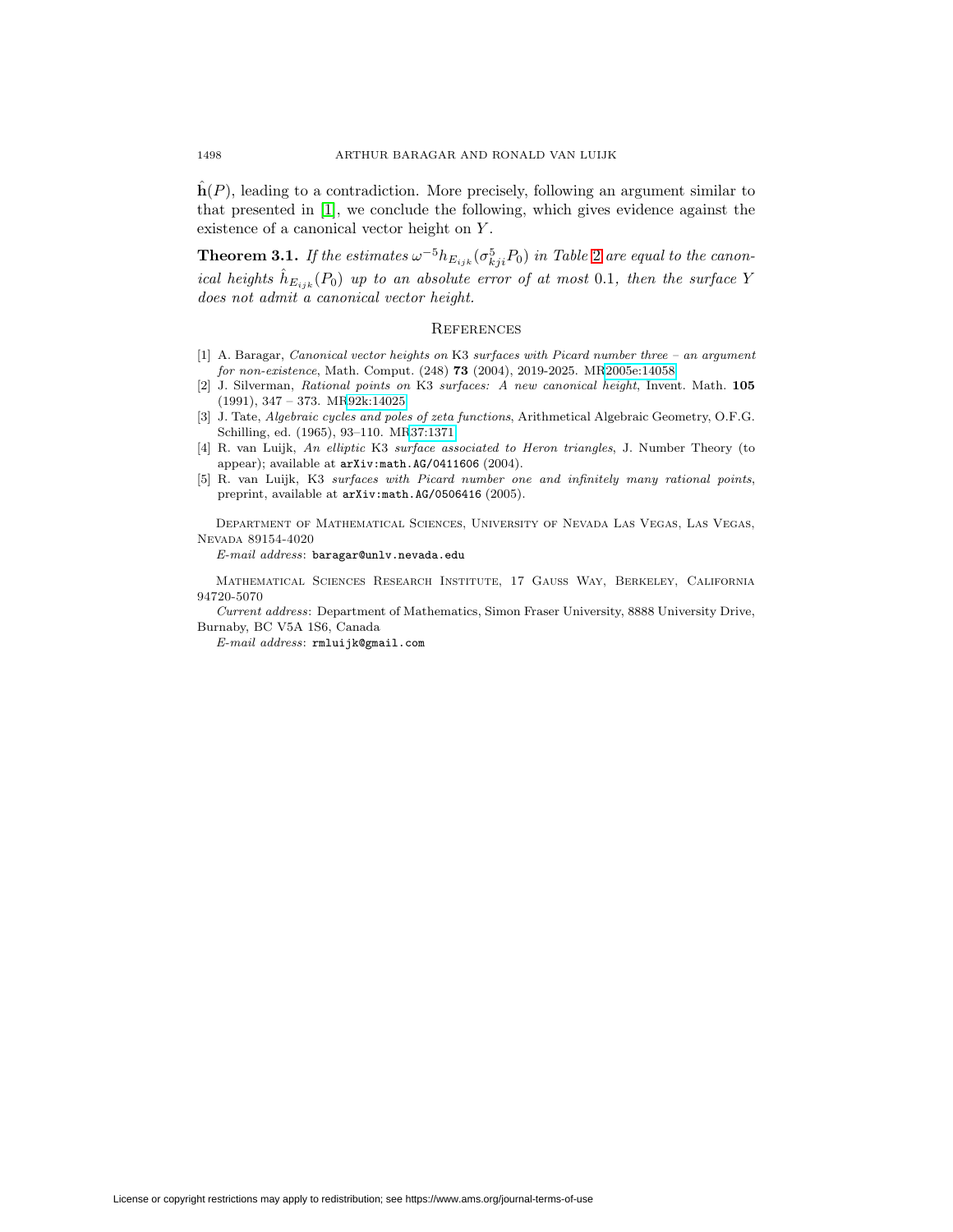$\hat{\mathbf{h}}(P)$, leading to a contradiction. More precisely, following an argument similar to that presented in [1], we conclude the following, which gives evidence against the existence of a canonical vector height on $Y$.

**Theorem 3.1.** *If the estimates $\omega^{-5} h_{E_{ijk}}(\sigma_{kji}^5 P_0)$ in Table 2 are equal to the canonical heights $\hat{h}_{E_{ijk}}(P_0)$ up to an absolute error of at most 0.1, then the surface $Y$ does not admit a canonical vector height.*

## References

[1] A. Baragar, *Canonical vector heights on* K3 *surfaces with Picard number three – an argument for non-existence*, Math. Comput. (248) **73** (2004), 2019-2025. MR2005e:14058

[2] J. Silverman, *Rational points on* K3 *surfaces: A new canonical height*, Invent. Math. **105** (1991), 347 – 373. MR92k:14025

[3] J. Tate, *Algebraic cycles and poles of zeta functions*, Arithmetical Algebraic Geometry, O.F.G. Schilling, ed. (1965), 93–110. MR37:1371

[4] R. van Luijk, *An elliptic* K3 *surface associated to Heron triangles*, J. Number Theory (to appear); available at `arXiv:math.AG/0411606` (2004).

[5] R. van Luijk, K3 *surfaces with Picard number one and infinitely many rational points*, preprint, available at `arXiv:math.AG/0506416` (2005).

Department of Mathematical Sciences, University of Nevada Las Vegas, Las Vegas, Nevada 89154-4020

*E-mail address*: `baragar@unlv.nevada.edu`

Mathematical Sciences Research Institute, 17 Gauss Way, Berkeley, California 94720-5070

*Current address*: Department of Mathematics, Simon Fraser University, 8888 University Drive, Burnaby, BC V5A 1S6, Canada

*E-mail address*: `rmluijk@gmail.com`